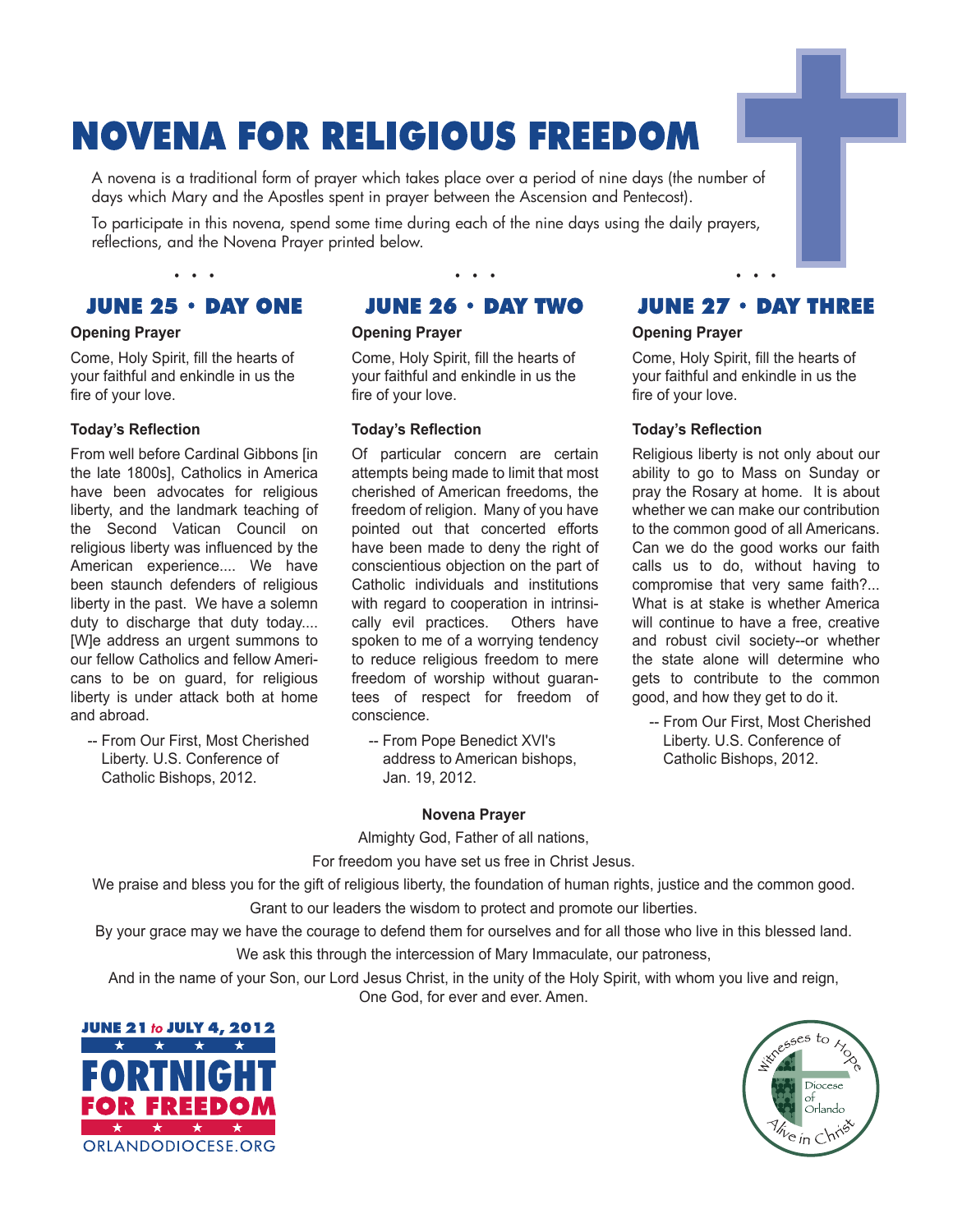# NOVENA FOR RELIGIOUS FREEDOM

A novena is a traditional form of prayer which takes place over a period of nine days (the number of days which Mary and the Apostles spent in prayer between the Ascension and Pentecost).

To participate in this novena, spend some time during each of the nine days using the daily prayers, reflections, and the Novena Prayer printed below.

• • •

## JUNE 25 • DAY ONE

**Opening Prayer**

Come, Holy Spirit, fill the hearts of your faithful and enkindle in us the fire of your love.

**Today's Reflection**

From well before Cardinal Gibbons [in the late 1800s], Catholics in America have been advocates for religious liberty, and the landmark teaching of the Second Vatican Council on religious liberty was influenced by the American experience.... We have been staunch defenders of religious liberty in the past. We have a solemn duty to discharge that duty today.... [W]e address an urgent summons to our fellow Catholics and fellow Americans to be on guard, for religious liberty is under attack both at home and abroad.

-- From Our First, Most Cherished Liberty. U.S. Conference of Catholic Bishops, 2012.

• • •

## JUNE 26 • DAY TWO

**Opening Prayer**

Come, Holy Spirit, fill the hearts of your faithful and enkindle in us the fire of your love.

**Today's Reflection**

Of particular concern are certain attempts being made to limit that most cherished of American freedoms, the freedom of religion. Many of you have pointed out that concerted efforts have been made to deny the right of conscientious objection on the part of Catholic individuals and institutions with regard to cooperation in intrinsically evil practices. Others have spoken to me of a worrying tendency to reduce religious freedom to mere freedom of worship without guarantees of respect for freedom of conscience.

-- From Pope Benedict XVI's address to American bishops, Jan. 19, 2012.

• • •

## JUNE 27 • DAY THREE

**Opening Prayer**

Come, Holy Spirit, fill the hearts of your faithful and enkindle in us the fire of your love.

**Today's Reflection**

Religious liberty is not only about our ability to go to Mass on Sunday or pray the Rosary at home. It is about whether we can make our contribution to the common good of all Americans. Can we do the good works our faith calls us to do, without having to compromise that very same faith?... What is at stake is whether America will continue to have a free, creative and robust civil society--or whether the state alone will determine who gets to contribute to the common good, and how they get to do it.

-- From Our First, Most Cherished Liberty. U.S. Conference of Catholic Bishops, 2012.

**Novena Prayer**

Almighty God, Father of all nations,

For freedom you have set us free in Christ Jesus.

We praise and bless you for the gift of religious liberty, the foundation of human rights, justice and the common good.

Grant to our leaders the wisdom to protect and promote our liberties.

By your grace may we have the courage to defend them for ourselves and for all those who live in this blessed land.

We ask this through the intercession of Mary Immaculate, our patroness,

And in the name of your Son, our Lord Jesus Christ, in the unity of the Holy Spirit, with whom you live and reign, One God, for ever and ever. Amen.

JUNE 21 *to* JULY 4, 2012

FORTNIGHT FOR FREEDOM

ORLANDODIOCESE.ORG

Witnesses to Hope · Diocese of Orlando · Alive in Christ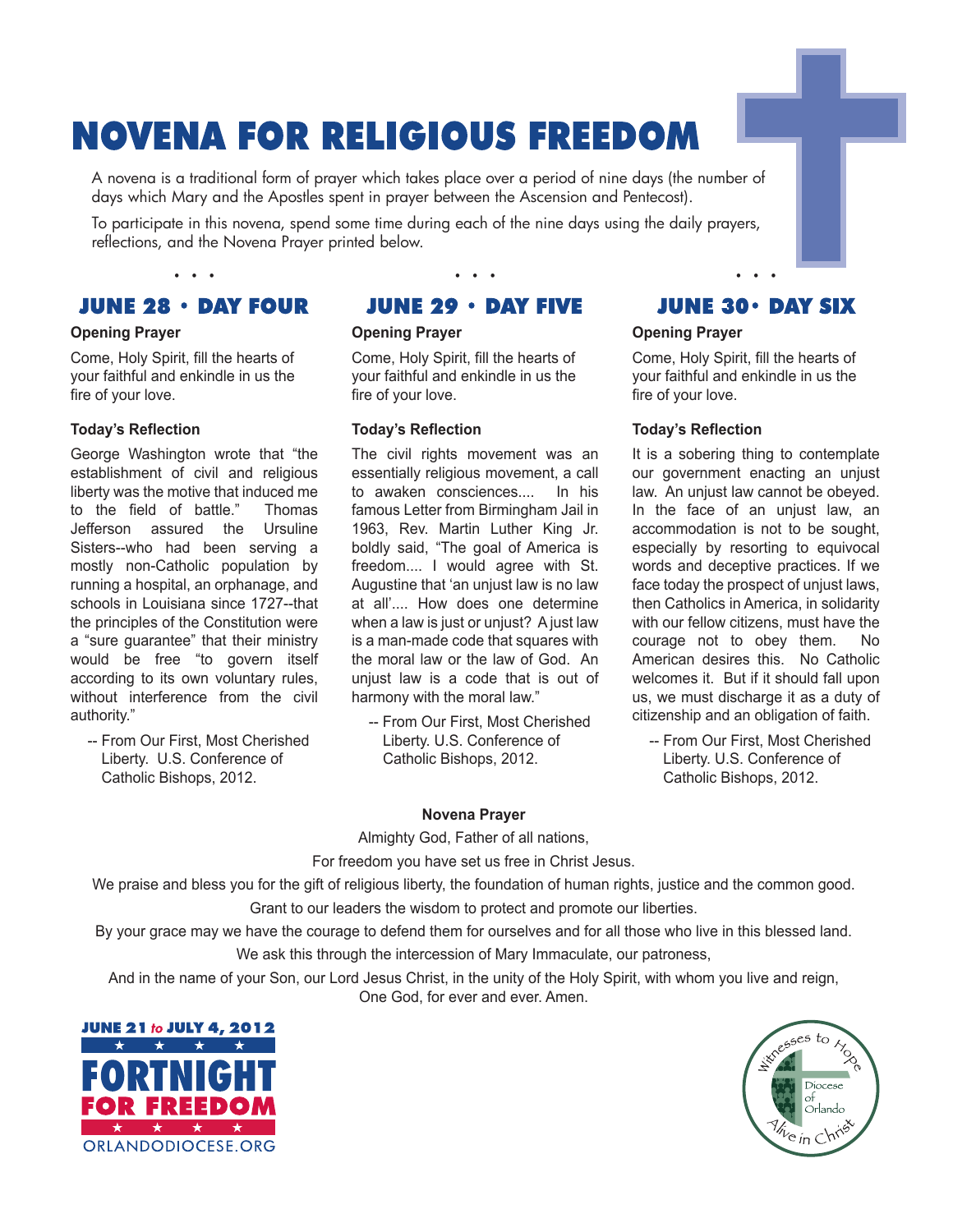# NOVENA FOR RELIGIOUS FREEDOM

A novena is a traditional form of prayer which takes place over a period of nine days (the number of days which Mary and the Apostles spent in prayer between the Ascension and Pentecost).

To participate in this novena, spend some time during each of the nine days using the daily prayers, reflections, and the Novena Prayer printed below.

## JUNE 28 • DAY FOUR

**Opening Prayer**

Come, Holy Spirit, fill the hearts of your faithful and enkindle in us the fire of your love.

**Today's Reflection**

George Washington wrote that "the establishment of civil and religious liberty was the motive that induced me to the field of battle." Thomas Jefferson assured the Ursuline Sisters--who had been serving a mostly non-Catholic population by running a hospital, an orphanage, and schools in Louisiana since 1727--that the principles of the Constitution were a "sure guarantee" that their ministry would be free "to govern itself according to its own voluntary rules, without interference from the civil authority."

-- From Our First, Most Cherished Liberty. U.S. Conference of Catholic Bishops, 2012.

## JUNE 29 • DAY FIVE

**Opening Prayer**

Come, Holy Spirit, fill the hearts of your faithful and enkindle in us the fire of your love.

**Today's Reflection**

The civil rights movement was an essentially religious movement, a call to awaken consciences.... In his famous Letter from Birmingham Jail in 1963, Rev. Martin Luther King Jr. boldly said, "The goal of America is freedom.... I would agree with St. Augustine that 'an unjust law is no law at all'.... How does one determine when a law is just or unjust? A just law is a man-made code that squares with the moral law or the law of God. An unjust law is a code that is out of harmony with the moral law."

-- From Our First, Most Cherished Liberty. U.S. Conference of Catholic Bishops, 2012.

## JUNE 30• DAY SIX

**Opening Prayer**

Come, Holy Spirit, fill the hearts of your faithful and enkindle in us the fire of your love.

**Today's Reflection**

It is a sobering thing to contemplate our government enacting an unjust law. An unjust law cannot be obeyed. In the face of an unjust law, an accommodation is not to be sought, especially by resorting to equivocal words and deceptive practices. If we face today the prospect of unjust laws, then Catholics in America, in solidarity with our fellow citizens, must have the courage not to obey them. No American desires this. No Catholic welcomes it. But if it should fall upon us, we must discharge it as a duty of citizenship and an obligation of faith.

-- From Our First, Most Cherished Liberty. U.S. Conference of Catholic Bishops, 2012.

**Novena Prayer**

Almighty God, Father of all nations,
For freedom you have set us free in Christ Jesus.
We praise and bless you for the gift of religious liberty, the foundation of human rights, justice and the common good.
Grant to our leaders the wisdom to protect and promote our liberties.
By your grace may we have the courage to defend them for ourselves and for all those who live in this blessed land.
We ask this through the intercession of Mary Immaculate, our patroness,
And in the name of your Son, our Lord Jesus Christ, in the unity of the Holy Spirit, with whom you live and reign,
One God, for ever and ever. Amen.

JUNE 21 *to* JULY 4, 2012
FORTNIGHT FOR FREEDOM
ORLANDODIOCESE.ORG

Witnesses to Hope
Diocese of Orlando
Alive in Christ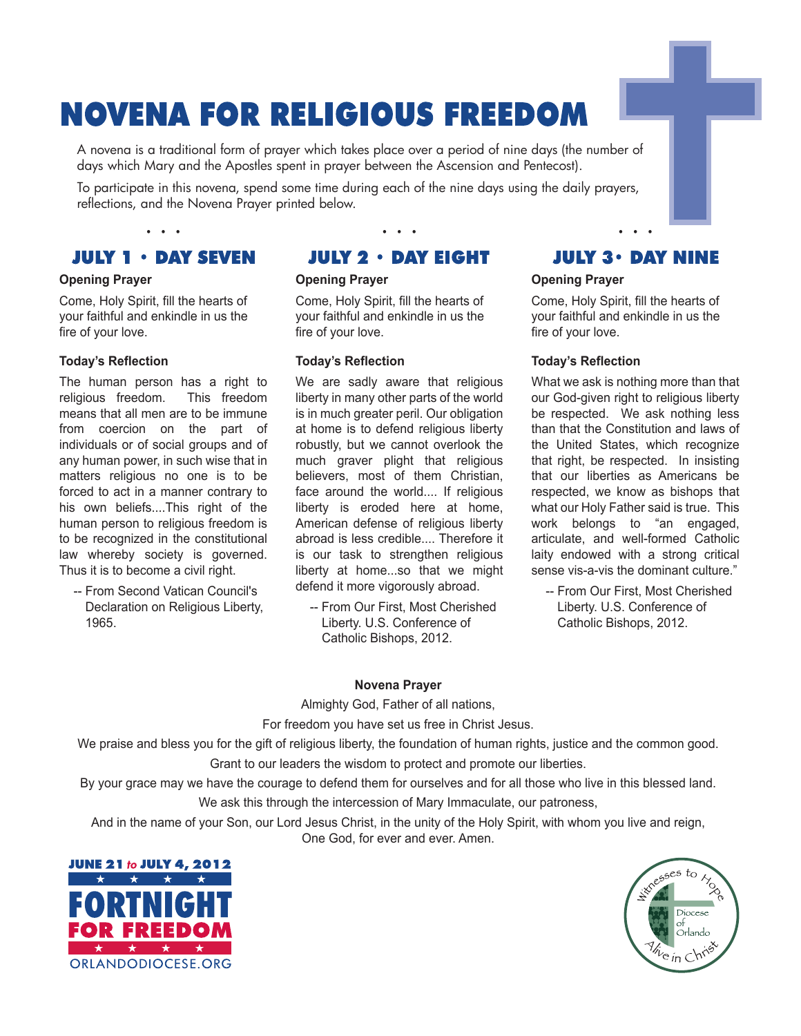# NOVENA FOR RELIGIOUS FREEDOM

A novena is a traditional form of prayer which takes place over a period of nine days (the number of days which Mary and the Apostles spent in prayer between the Ascension and Pentecost).

To participate in this novena, spend some time during each of the nine days using the daily prayers, reflections, and the Novena Prayer printed below.

## JULY 1 • DAY SEVEN

**Opening Prayer**

Come, Holy Spirit, fill the hearts of your faithful and enkindle in us the fire of your love.

**Today's Reflection**

The human person has a right to religious freedom. This freedom means that all men are to be immune from coercion on the part of individuals or of social groups and of any human power, in such wise that in matters religious no one is to be forced to act in a manner contrary to his own beliefs....This right of the human person to religious freedom is to be recognized in the constitutional law whereby society is governed. Thus it is to become a civil right.

-- From Second Vatican Council's Declaration on Religious Liberty, 1965.

## JULY 2 • DAY EIGHT

**Opening Prayer**

Come, Holy Spirit, fill the hearts of your faithful and enkindle in us the fire of your love.

**Today's Reflection**

We are sadly aware that religious liberty in many other parts of the world is in much greater peril. Our obligation at home is to defend religious liberty robustly, but we cannot overlook the much graver plight that religious believers, most of them Christian, face around the world.... If religious liberty is eroded here at home, American defense of religious liberty abroad is less credible.... Therefore it is our task to strengthen religious liberty at home...so that we might defend it more vigorously abroad.

-- From Our First, Most Cherished Liberty. U.S. Conference of Catholic Bishops, 2012.

## JULY 3• DAY NINE

**Opening Prayer**

Come, Holy Spirit, fill the hearts of your faithful and enkindle in us the fire of your love.

**Today's Reflection**

What we ask is nothing more than that our God-given right to religious liberty be respected. We ask nothing less than that the Constitution and laws of the United States, which recognize that right, be respected. In insisting that our liberties as Americans be respected, we know as bishops that what our Holy Father said is true. This work belongs to "an engaged, articulate, and well-formed Catholic laity endowed with a strong critical sense vis-a-vis the dominant culture."

-- From Our First, Most Cherished Liberty. U.S. Conference of Catholic Bishops, 2012.

**Novena Prayer**

Almighty God, Father of all nations,
For freedom you have set us free in Christ Jesus.
We praise and bless you for the gift of religious liberty, the foundation of human rights, justice and the common good.
Grant to our leaders the wisdom to protect and promote our liberties.
By your grace may we have the courage to defend them for ourselves and for all those who live in this blessed land.
We ask this through the intercession of Mary Immaculate, our patroness,
And in the name of your Son, our Lord Jesus Christ, in the unity of the Holy Spirit, with whom you live and reign,
One God, for ever and ever. Amen.

JUNE 21 *to* JULY 4, 2012
FORTNIGHT FOR FREEDOM
ORLANDODIOCESE.ORG

Witnesses to Hope
Diocese of Orlando
Alive in Christ